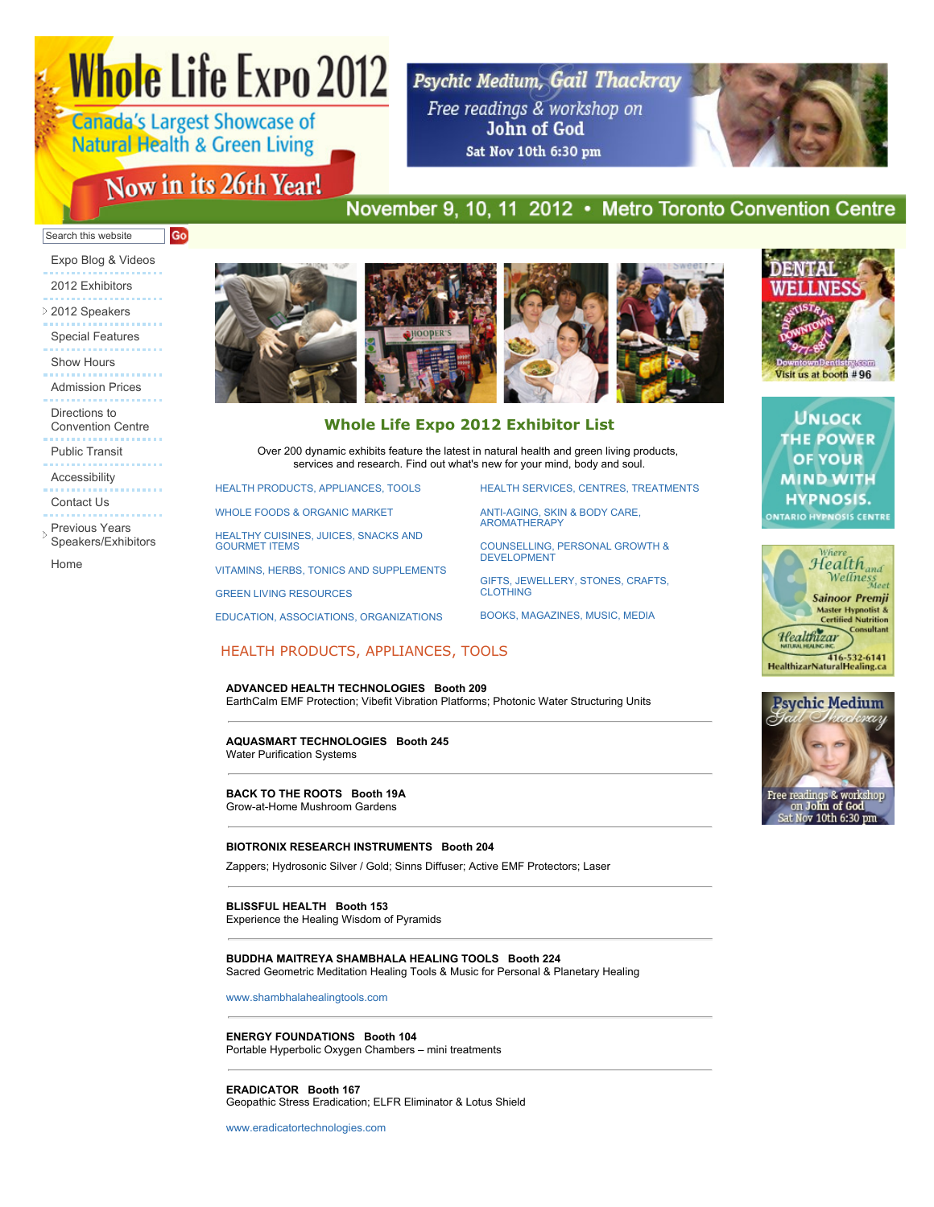# Whole Life Expo 2012

Canada's Largest Showcase of Natural Health & Green Living

Now in its 26th Year!

November 9, 10, 11 2012 • Metro Toronto Convention Centre

Psychic Medium, Gail Thackray
Free readings & workshop on John of God
Sat Nov 10th 6:30 pm

Search this website Go

- Expo Blog & Videos
- 2012 Exhibitors
- 2012 Speakers
- Special Features
- Show Hours
- Admission Prices
- Directions to Convention Centre
- Public Transit
- Accessibility
- Contact Us
- Previous Years Speakers/Exhibitors
- Home

## Whole Life Expo 2012 Exhibitor List

Over 200 dynamic exhibits feature the latest in natural health and green living products, services and research. Find out what's new for your mind, body and soul.

- HEALTH PRODUCTS, APPLIANCES, TOOLS
- WHOLE FOODS & ORGANIC MARKET
- HEALTHY CUISINES, JUICES, SNACKS AND GOURMET ITEMS
- VITAMINS, HERBS, TONICS AND SUPPLEMENTS
- GREEN LIVING RESOURCES
- EDUCATION, ASSOCIATIONS, ORGANIZATIONS
- HEALTH SERVICES, CENTRES, TREATMENTS
- ANTI-AGING, SKIN & BODY CARE, AROMATHERAPY
- COUNSELLING, PERSONAL GROWTH & DEVELOPMENT
- GIFTS, JEWELLERY, STONES, CRAFTS, CLOTHING
- BOOKS, MAGAZINES, MUSIC, MEDIA

## HEALTH PRODUCTS, APPLIANCES, TOOLS

**ADVANCED HEALTH TECHNOLOGIES Booth 209**
EarthCalm EMF Protection; Vibefit Vibration Platforms; Photonic Water Structuring Units

---

**AQUASMART TECHNOLOGIES Booth 245**
Water Purification Systems

---

**BACK TO THE ROOTS Booth 19A**
Grow-at-Home Mushroom Gardens

---

**BIOTRONIX RESEARCH INSTRUMENTS Booth 204**

Zappers; Hydrosonic Silver / Gold; Sinns Diffuser; Active EMF Protectors; Laser

---

**BLISSFUL HEALTH Booth 153**
Experience the Healing Wisdom of Pyramids

---

**BUDDHA MAITREYA SHAMBHALA HEALING TOOLS Booth 224**
Sacred Geometric Meditation Healing Tools & Music for Personal & Planetary Healing

www.shambhalahealingtools.com

---

**ENERGY FOUNDATIONS Booth 104**
Portable Hyperbolic Oxygen Chambers – mini treatments

---

**ERADICATOR Booth 167**
Geopathic Stress Eradication; ELFR Eliminator & Lotus Shield

www.eradicatortechnologies.com

DENTAL WELLNESS — Dentistry Downtown 977-8877 — DowntownDentistry.com — Visit us at booth #96

Unlock the power of your mind with hypnosis. — Ontario Hypnosis Centre

Where Health and Wellness Meet — Sainoor Premji, Master Hypnotist & Certified Nutrition Consultant — Healthizar Natural Healing Inc — 416-532-6141 — HealthizarNaturalHealing.ca

Psychic Medium Gail Thackray — Free readings & workshop on John of God — Sat Nov 10th 6:30 pm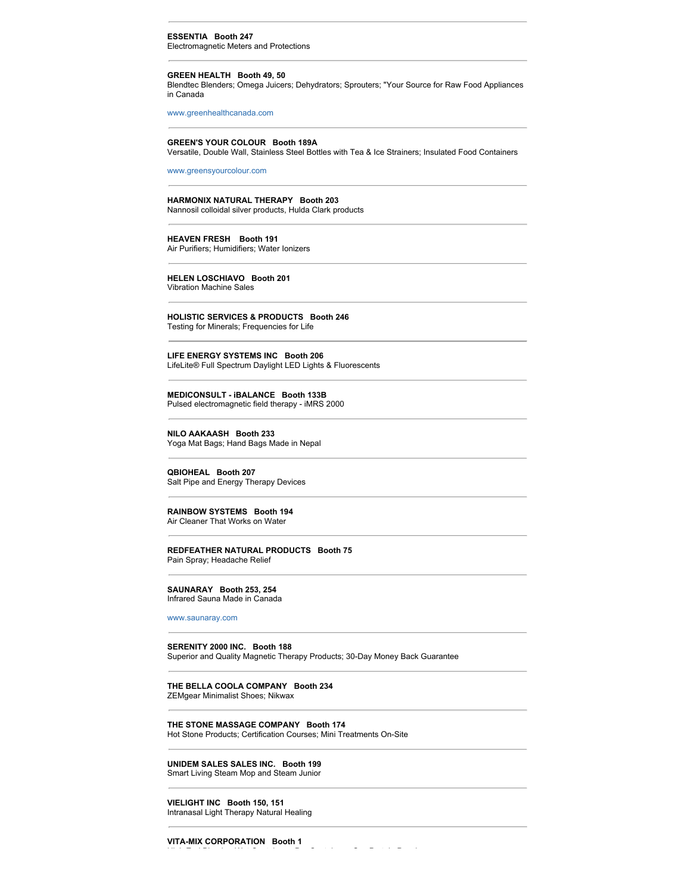---

**ESSENTIA   Booth 247**
Electromagnetic Meters and Protections

---

**GREEN HEALTH   Booth 49, 50**
Blendtec Blenders; Omega Juicers; Dehydrators; Sprouters; "Your Source for Raw Food Appliances in Canada

www.greenhealthcanada.com

---

**GREEN'S YOUR COLOUR   Booth 189A**
Versatile, Double Wall, Stainless Steel Bottles with Tea & Ice Strainers; Insulated Food Containers

www.greensyourcolour.com

---

**HARMONIX NATURAL THERAPY   Booth 203**
Nannosil colloidal silver products, Hulda Clark products

---

**HEAVEN FRESH   Booth 191**
Air Purifiers; Humidifiers; Water Ionizers

---

**HELEN LOSCHIAVO   Booth 201**
Vibration Machine Sales

---

**HOLISTIC SERVICES & PRODUCTS   Booth 246**
Testing for Minerals; Frequencies for Life

---

**LIFE ENERGY SYSTEMS INC   Booth 206**
LifeLite® Full Spectrum Daylight LED Lights & Fluorescents

---

**MEDICONSULT - iBALANCE   Booth 133B**
Pulsed electromagnetic field therapy - iMRS 2000

---

**NILO AAKAASH   Booth 233**
Yoga Mat Bags; Hand Bags Made in Nepal

---

**QBIOHEAL   Booth 207**
Salt Pipe and Energy Therapy Devices

---

**RAINBOW SYSTEMS   Booth 194**
Air Cleaner That Works on Water

---

**REDFEATHER NATURAL PRODUCTS   Booth 75**
Pain Spray; Headache Relief

---

**SAUNARAY   Booth 253, 254**
Infrared Sauna Made in Canada

www.saunaray.com

---

**SERENITY 2000 INC.   Booth 188**
Superior and Quality Magnetic Therapy Products; 30-Day Money Back Guarantee

---

**THE BELLA COOLA COMPANY   Booth 234**
ZEMgear Minimalist Shoes; Nikwax

---

**THE STONE MASSAGE COMPANY   Booth 174**
Hot Stone Products; Certification Courses; Mini Treatments On-Site

---

**UNIDEM SALES SALES INC.   Booth 199**
Smart Living Steam Mop and Steam Junior

---

**VIELIGHT INC   Booth 150, 151**
Intranasal Light Therapy Natural Healing

---

**VITA-MIX CORPORATION   Booth 1**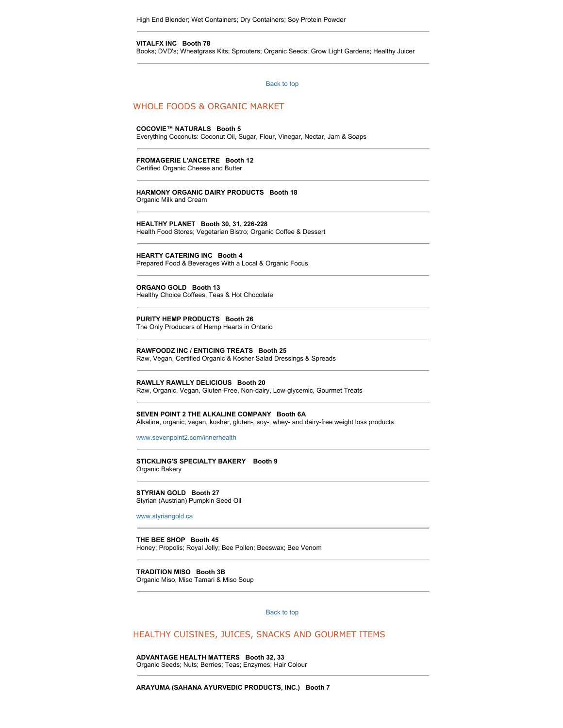High End Blender; Wet Containers; Dry Containers; Soy Protein Powder

---

**VITALFX INC   Booth 78**
Books; DVD's; Wheatgrass Kits; Sprouters; Organic Seeds; Grow Light Gardens; Healthy Juicer

---

Back to top

## WHOLE FOODS & ORGANIC MARKET

**COCOVIE™ NATURALS   Booth 5**
Everything Coconuts: Coconut Oil, Sugar, Flour, Vinegar, Nectar, Jam & Soaps

---

**FROMAGERIE L'ANCETRE   Booth 12**
Certified Organic Cheese and Butter

---

**HARMONY ORGANIC DAIRY PRODUCTS   Booth 18**
Organic Milk and Cream

---

**HEALTHY PLANET   Booth 30, 31, 226-228**
Health Food Stores; Vegetarian Bistro; Organic Coffee & Dessert

---

**HEARTY CATERING INC   Booth 4**
Prepared Food & Beverages With a Local & Organic Focus

---

**ORGANO GOLD   Booth 13**
Healthy Choice Coffees, Teas & Hot Chocolate

---

**PURITY HEMP PRODUCTS   Booth 26**
The Only Producers of Hemp Hearts in Ontario

---

**RAWFOODZ INC / ENTICING TREATS   Booth 25**
Raw, Vegan, Certified Organic & Kosher Salad Dressings & Spreads

---

**RAWLLY RAWLLY DELICIOUS   Booth 20**
Raw, Organic, Vegan, Gluten-Free, Non-dairy, Low-glycemic, Gourmet Treats

---

**SEVEN POINT 2 THE ALKALINE COMPANY   Booth 6A**
Alkaline, organic, vegan, kosher, gluten-, soy-, whey- and dairy-free weight loss products

www.sevenpoint2.com/innerhealth

---

**STICKLING'S SPECIALTY BAKERY   Booth 9**
Organic Bakery

---

**STYRIAN GOLD   Booth 27**
Styrian (Austrian) Pumpkin Seed Oil

www.styriangold.ca

---

**THE BEE SHOP   Booth 45**
Honey; Propolis; Royal Jelly; Bee Pollen; Beeswax; Bee Venom

---

**TRADITION MISO   Booth 3B**
Organic Miso, Miso Tamari & Miso Soup

---

Back to top

## HEALTHY CUISINES, JUICES, SNACKS AND GOURMET ITEMS

**ADVANTAGE HEALTH MATTERS   Booth 32, 33**
Organic Seeds; Nuts; Berries; Teas; Enzymes; Hair Colour

---

**ARAYUMA (SAHANA AYURVEDIC PRODUCTS, INC.)   Booth 7**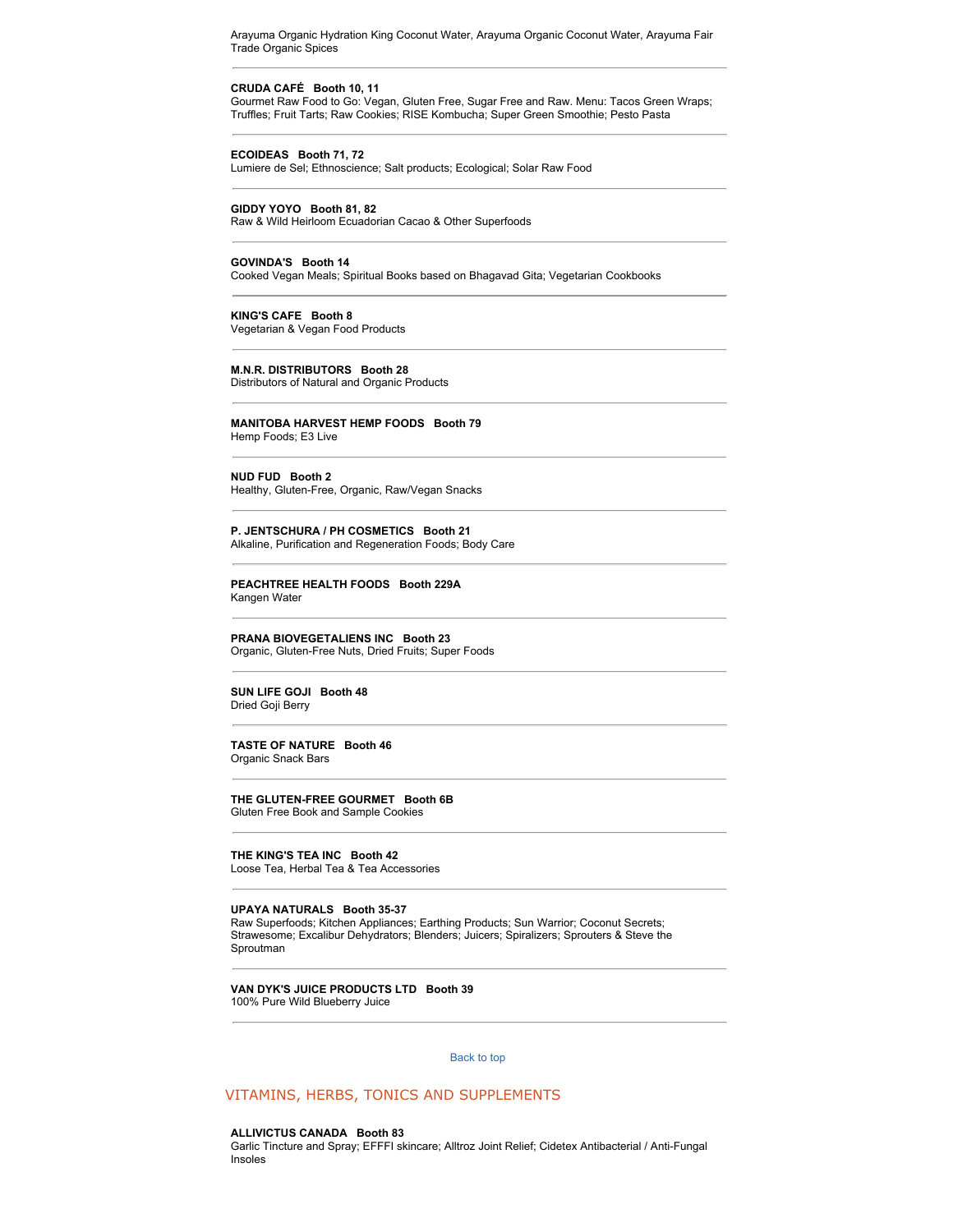Arayuma Organic Hydration King Coconut Water, Arayuma Organic Coconut Water, Arayuma Fair Trade Organic Spices

---

**CRUDA CAFÉ   Booth 10, 11**
Gourmet Raw Food to Go: Vegan, Gluten Free, Sugar Free and Raw. Menu: Tacos Green Wraps; Truffles; Fruit Tarts; Raw Cookies; RISE Kombucha; Super Green Smoothie; Pesto Pasta

---

**ECOIDEAS   Booth 71, 72**
Lumiere de Sel; Ethnoscience; Salt products; Ecological; Solar Raw Food

---

**GIDDY YOYO   Booth 81, 82**
Raw & Wild Heirloom Ecuadorian Cacao & Other Superfoods

---

**GOVINDA'S   Booth 14**
Cooked Vegan Meals; Spiritual Books based on Bhagavad Gita; Vegetarian Cookbooks

---

**KING'S CAFE   Booth 8**
Vegetarian & Vegan Food Products

---

**M.N.R. DISTRIBUTORS   Booth 28**
Distributors of Natural and Organic Products

---

**MANITOBA HARVEST HEMP FOODS   Booth 79**
Hemp Foods; E3 Live

---

**NUD FUD   Booth 2**
Healthy, Gluten-Free, Organic, Raw/Vegan Snacks

---

**P. JENTSCHURA / PH COSMETICS   Booth 21**
Alkaline, Purification and Regeneration Foods; Body Care

---

**PEACHTREE HEALTH FOODS   Booth 229A**
Kangen Water

---

**PRANA BIOVEGETALIENS INC   Booth 23**
Organic, Gluten-Free Nuts, Dried Fruits; Super Foods

---

**SUN LIFE GOJI   Booth 48**
Dried Goji Berry

---

**TASTE OF NATURE   Booth 46**
Organic Snack Bars

---

**THE GLUTEN-FREE GOURMET   Booth 6B**
Gluten Free Book and Sample Cookies

---

**THE KING'S TEA INC   Booth 42**
Loose Tea, Herbal Tea & Tea Accessories

---

**UPAYA NATURALS   Booth 35-37**
Raw Superfoods; Kitchen Appliances; Earthing Products; Sun Warrior; Coconut Secrets; Strawesome; Excalibur Dehydrators; Blenders; Juicers; Spiralizers; Sprouters & Steve the Sproutman

---

**VAN DYK'S JUICE PRODUCTS LTD   Booth 39**
100% Pure Wild Blueberry Juice

---

Back to top

## VITAMINS, HERBS, TONICS AND SUPPLEMENTS

**ALLIVICTUS CANADA   Booth 83**
Garlic Tincture and Spray; EFFFI skincare; Alltroz Joint Relief; Cidetex Antibacterial / Anti-Fungal Insoles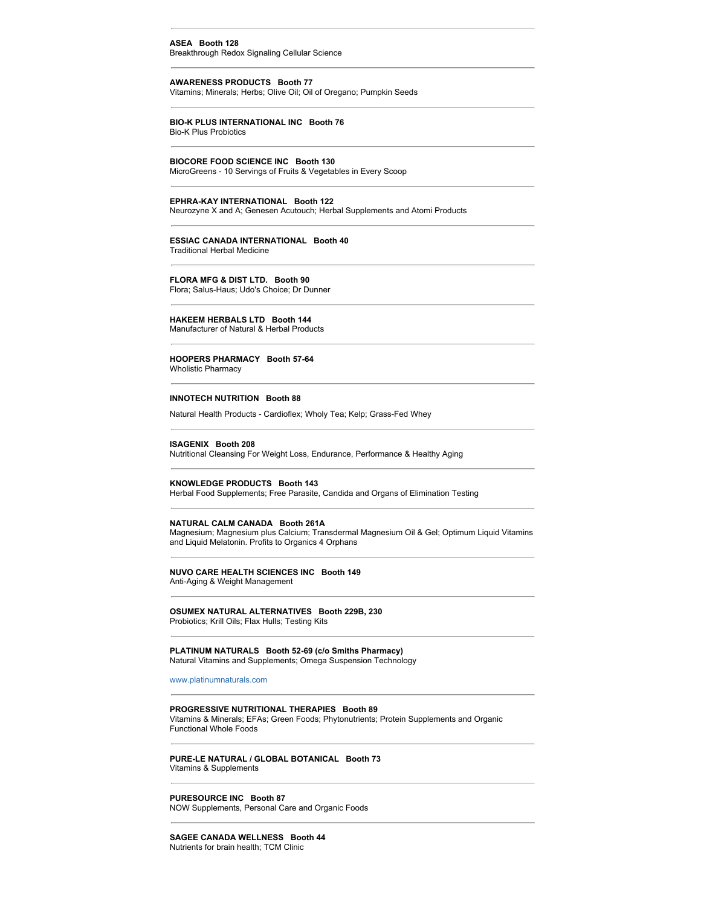---

**ASEA Booth 128**
Breakthrough Redox Signaling Cellular Science

---

**AWARENESS PRODUCTS Booth 77**
Vitamins; Minerals; Herbs; Olive Oil; Oil of Oregano; Pumpkin Seeds

---

**BIO-K PLUS INTERNATIONAL INC Booth 76**
Bio-K Plus Probiotics

---

**BIOCORE FOOD SCIENCE INC Booth 130**
MicroGreens - 10 Servings of Fruits & Vegetables in Every Scoop

---

**EPHRA-KAY INTERNATIONAL Booth 122**
Neurozyne X and A; Genesen Acutouch; Herbal Supplements and Atomi Products

---

**ESSIAC CANADA INTERNATIONAL Booth 40**
Traditional Herbal Medicine

---

**FLORA MFG & DIST LTD. Booth 90**
Flora; Salus-Haus; Udo's Choice; Dr Dunner

---

**HAKEEM HERBALS LTD Booth 144**
Manufacturer of Natural & Herbal Products

---

**HOOPERS PHARMACY Booth 57-64**
Wholistic Pharmacy

---

**INNOTECH NUTRITION Booth 88**

Natural Health Products - Cardioflex; Wholy Tea; Kelp; Grass-Fed Whey

---

**ISAGENIX Booth 208**
Nutritional Cleansing For Weight Loss, Endurance, Performance & Healthy Aging

---

**KNOWLEDGE PRODUCTS Booth 143**
Herbal Food Supplements; Free Parasite, Candida and Organs of Elimination Testing

---

**NATURAL CALM CANADA Booth 261A**
Magnesium; Magnesium plus Calcium; Transdermal Magnesium Oil & Gel; Optimum Liquid Vitamins and Liquid Melatonin. Profits to Organics 4 Orphans

---

**NUVO CARE HEALTH SCIENCES INC Booth 149**
Anti-Aging & Weight Management

---

**OSUMEX NATURAL ALTERNATIVES Booth 229B, 230**
Probiotics; Krill Oils; Flax Hulls; Testing Kits

---

**PLATINUM NATURALS Booth 52-69 (c/o Smiths Pharmacy)**
Natural Vitamins and Supplements; Omega Suspension Technology

www.platinumnaturals.com

---

**PROGRESSIVE NUTRITIONAL THERAPIES Booth 89**
Vitamins & Minerals; EFAs; Green Foods; Phytonutrients; Protein Supplements and Organic Functional Whole Foods

---

**PURE-LE NATURAL / GLOBAL BOTANICAL Booth 73**
Vitamins & Supplements

---

**PURESOURCE INC Booth 87**
NOW Supplements, Personal Care and Organic Foods

---

**SAGEE CANADA WELLNESS Booth 44**
Nutrients for brain health; TCM Clinic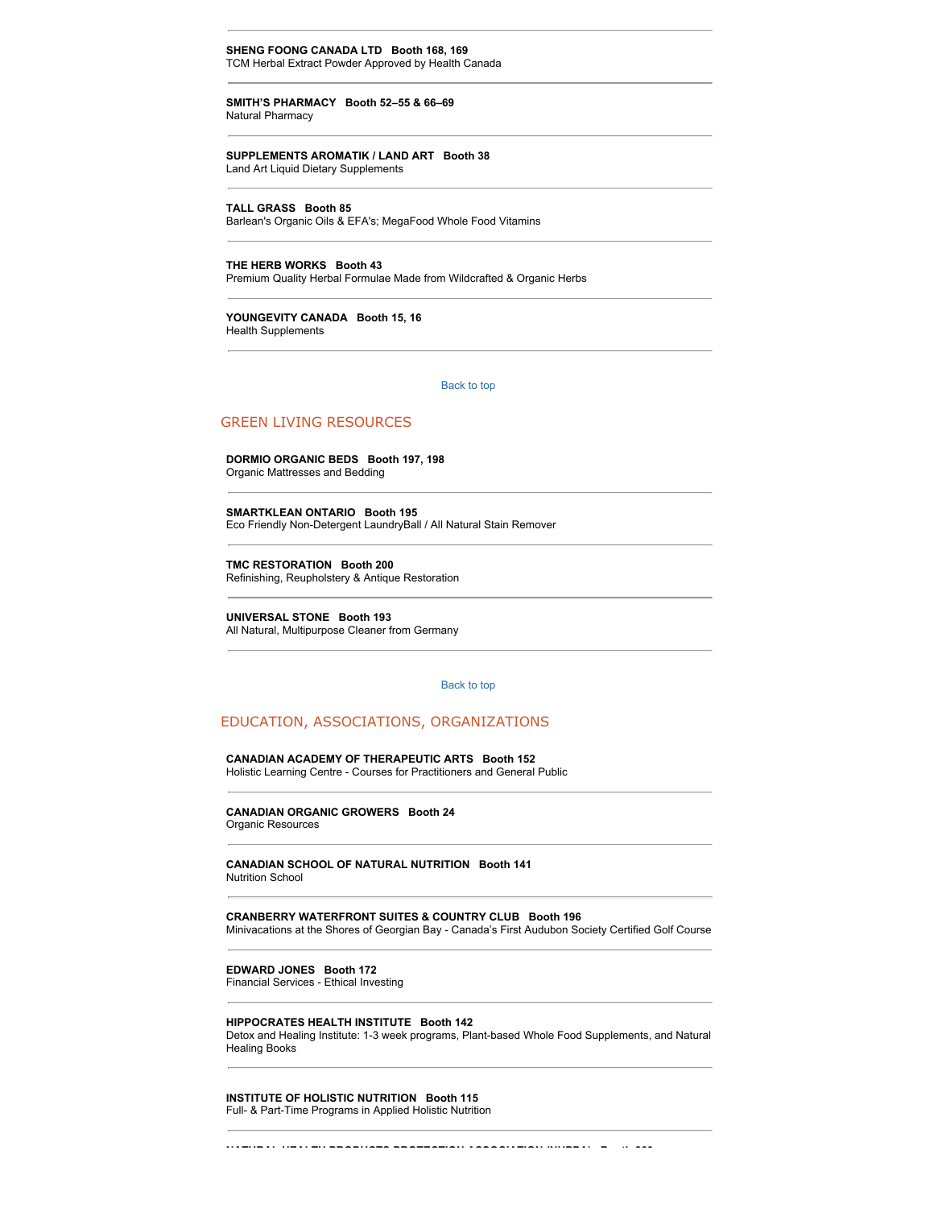---

**SHENG FOONG CANADA LTD   Booth 168, 169**
TCM Herbal Extract Powder Approved by Health Canada

---

**SMITH'S PHARMACY   Booth 52–55 & 66–69**
Natural Pharmacy

---

**SUPPLEMENTS AROMATIK / LAND ART   Booth 38**
Land Art Liquid Dietary Supplements

---

**TALL GRASS   Booth 85**
Barlean's Organic Oils & EFA's; MegaFood Whole Food Vitamins

---

**THE HERB WORKS   Booth 43**
Premium Quality Herbal Formulae Made from Wildcrafted & Organic Herbs

---

**YOUNGEVITY CANADA   Booth 15, 16**
Health Supplements

---

Back to top

## GREEN LIVING RESOURCES

**DORMIO ORGANIC BEDS   Booth 197, 198**
Organic Mattresses and Bedding

---

**SMARTKLEAN ONTARIO   Booth 195**
Eco Friendly Non-Detergent LaundryBall / All Natural Stain Remover

---

**TMC RESTORATION   Booth 200**
Refinishing, Reupholstery & Antique Restoration

---

**UNIVERSAL STONE   Booth 193**
All Natural, Multipurpose Cleaner from Germany

---

Back to top

## EDUCATION, ASSOCIATIONS, ORGANIZATIONS

**CANADIAN ACADEMY OF THERAPEUTIC ARTS   Booth 152**
Holistic Learning Centre - Courses for Practitioners and General Public

---

**CANADIAN ORGANIC GROWERS   Booth 24**
Organic Resources

---

**CANADIAN SCHOOL OF NATURAL NUTRITION   Booth 141**
Nutrition School

---

**CRANBERRY WATERFRONT SUITES & COUNTRY CLUB   Booth 196**
Minivacations at the Shores of Georgian Bay - Canada's First Audubon Society Certified Golf Course

---

**EDWARD JONES   Booth 172**
Financial Services - Ethical Investing

---

**HIPPOCRATES HEALTH INSTITUTE   Booth 142**
Detox and Healing Institute: 1-3 week programs, Plant-based Whole Food Supplements, and Natural Healing Books

---

**INSTITUTE OF HOLISTIC NUTRITION   Booth 115**
Full- & Part-Time Programs in Applied Holistic Nutrition

---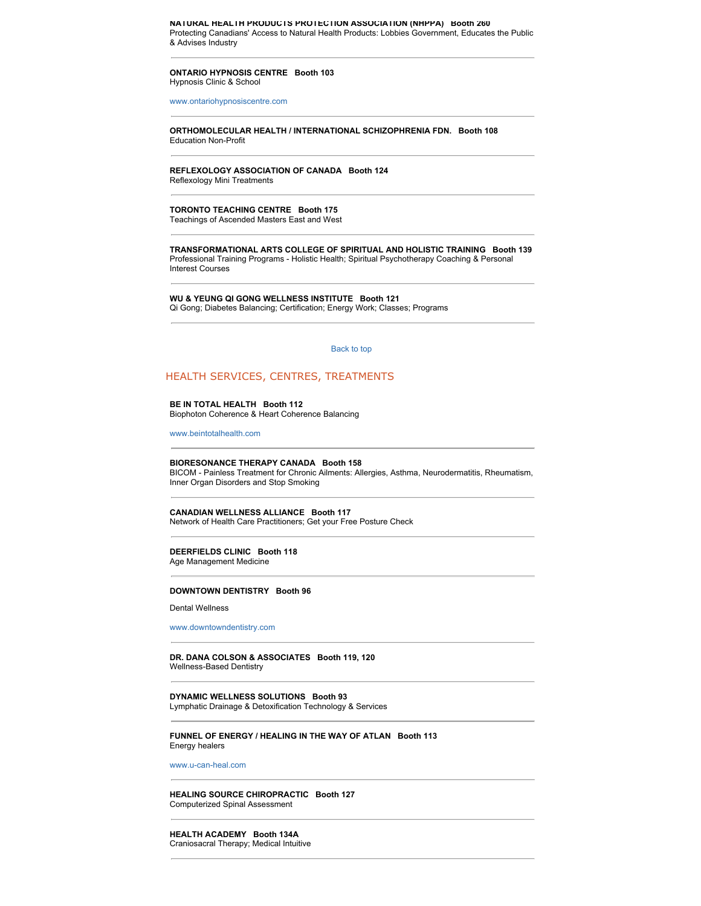**NATURAL HEALTH PRODUCTS PROTECTION ASSOCIATION (NHPPA)   Booth 260**
Protecting Canadians' Access to Natural Health Products: Lobbies Government, Educates the Public & Advises Industry

---

**ONTARIO HYPNOSIS CENTRE   Booth 103**
Hypnosis Clinic & School

www.ontariohypnosiscentre.com

---

**ORTHOMOLECULAR HEALTH / INTERNATIONAL SCHIZOPHRENIA FDN.   Booth 108**
Education Non-Profit

---

**REFLEXOLOGY ASSOCIATION OF CANADA   Booth 124**
Reflexology Mini Treatments

---

**TORONTO TEACHING CENTRE   Booth 175**
Teachings of Ascended Masters East and West

---

**TRANSFORMATIONAL ARTS COLLEGE OF SPIRITUAL AND HOLISTIC TRAINING   Booth 139**
Professional Training Programs - Holistic Health; Spiritual Psychotherapy Coaching & Personal Interest Courses

---

**WU & YEUNG QI GONG WELLNESS INSTITUTE   Booth 121**
Qi Gong; Diabetes Balancing; Certification; Energy Work; Classes; Programs

---

Back to top

## HEALTH SERVICES, CENTRES, TREATMENTS

**BE IN TOTAL HEALTH   Booth 112**
Biophoton Coherence & Heart Coherence Balancing

www.beintotalhealth.com

---

**BIORESONANCE THERAPY CANADA   Booth 158**
BICOM - Painless Treatment for Chronic Ailments: Allergies, Asthma, Neurodermatitis, Rheumatism, Inner Organ Disorders and Stop Smoking

---

**CANADIAN WELLNESS ALLIANCE   Booth 117**
Network of Health Care Practitioners; Get your Free Posture Check

---

**DEERFIELDS CLINIC   Booth 118**
Age Management Medicine

---

**DOWNTOWN DENTISTRY   Booth 96**

Dental Wellness

www.downtowndentistry.com

---

**DR. DANA COLSON & ASSOCIATES   Booth 119, 120**
Wellness-Based Dentistry

---

**DYNAMIC WELLNESS SOLUTIONS   Booth 93**
Lymphatic Drainage & Detoxification Technology & Services

---

**FUNNEL OF ENERGY / HEALING IN THE WAY OF ATLAN   Booth 113**
Energy healers

www.u-can-heal.com

---

**HEALING SOURCE CHIROPRACTIC   Booth 127**
Computerized Spinal Assessment

---

**HEALTH ACADEMY   Booth 134A**
Craniosacral Therapy; Medical Intuitive

---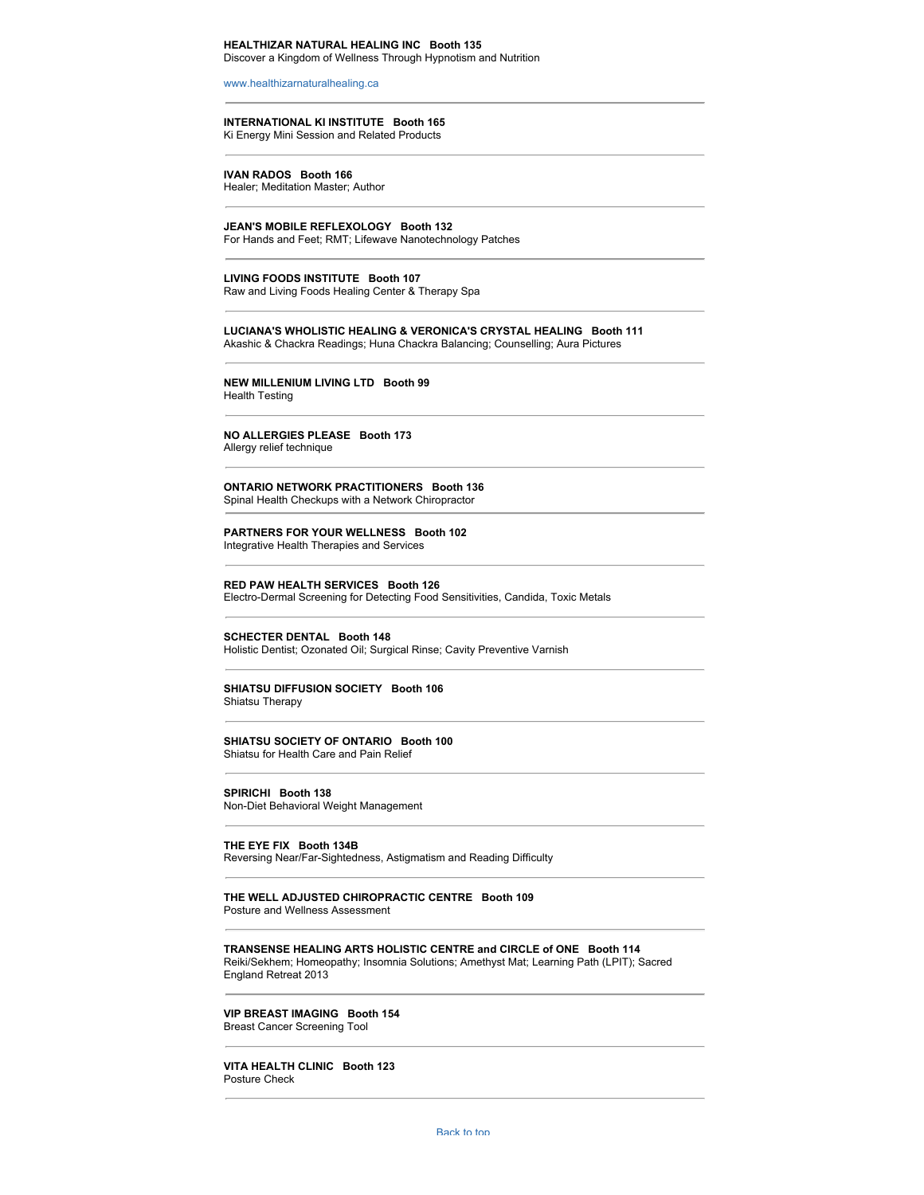**HEALTHIZAR NATURAL HEALING INC   Booth 135**
Discover a Kingdom of Wellness Through Hypnotism and Nutrition

www.healthizarnaturalhealing.ca

---

**INTERNATIONAL KI INSTITUTE   Booth 165**
Ki Energy Mini Session and Related Products

---

**IVAN RADOS   Booth 166**
Healer; Meditation Master; Author

---

**JEAN'S MOBILE REFLEXOLOGY   Booth 132**
For Hands and Feet; RMT; Lifewave Nanotechnology Patches

---

**LIVING FOODS INSTITUTE   Booth 107**
Raw and Living Foods Healing Center & Therapy Spa

---

**LUCIANA'S WHOLISTIC HEALING & VERONICA'S CRYSTAL HEALING   Booth 111**
Akashic & Chackra Readings; Huna Chackra Balancing; Counselling; Aura Pictures

---

**NEW MILLENIUM LIVING LTD   Booth 99**
Health Testing

---

**NO ALLERGIES PLEASE   Booth 173**
Allergy relief technique

---

**ONTARIO NETWORK PRACTITIONERS   Booth 136**
Spinal Health Checkups with a Network Chiropractor

---

**PARTNERS FOR YOUR WELLNESS   Booth 102**
Integrative Health Therapies and Services

---

**RED PAW HEALTH SERVICES   Booth 126**
Electro-Dermal Screening for Detecting Food Sensitivities, Candida, Toxic Metals

---

**SCHECTER DENTAL   Booth 148**
Holistic Dentist; Ozonated Oil; Surgical Rinse; Cavity Preventive Varnish

---

**SHIATSU DIFFUSION SOCIETY   Booth 106**
Shiatsu Therapy

---

**SHIATSU SOCIETY OF ONTARIO   Booth 100**
Shiatsu for Health Care and Pain Relief

---

**SPIRICHI   Booth 138**
Non-Diet Behavioral Weight Management

---

**THE EYE FIX   Booth 134B**
Reversing Near/Far-Sightedness, Astigmatism and Reading Difficulty

---

**THE WELL ADJUSTED CHIROPRACTIC CENTRE   Booth 109**
Posture and Wellness Assessment

---

**TRANSENSE HEALING ARTS HOLISTIC CENTRE and CIRCLE of ONE   Booth 114**
Reiki/Sekhem; Homeopathy; Insomnia Solutions; Amethyst Mat; Learning Path (LPIT); Sacred England Retreat 2013

---

**VIP BREAST IMAGING   Booth 154**
Breast Cancer Screening Tool

---

**VITA HEALTH CLINIC   Booth 123**
Posture Check

---

Back to top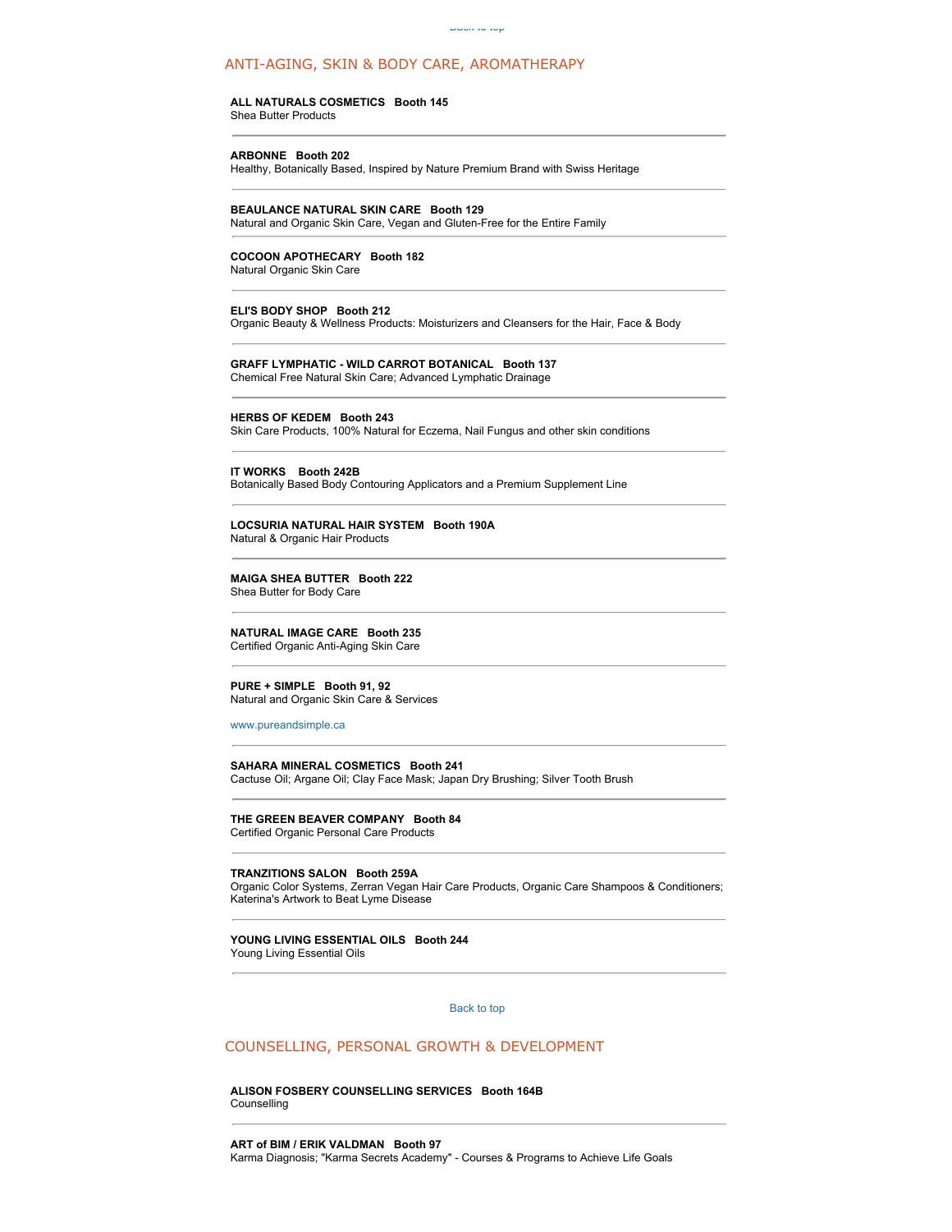## ANTI-AGING, SKIN & BODY CARE, AROMATHERAPY

**ALL NATURALS COSMETICS Booth 145**
Shea Butter Products

---

**ARBONNE Booth 202**
Healthy, Botanically Based, Inspired by Nature Premium Brand with Swiss Heritage

---

**BEAULANCE NATURAL SKIN CARE Booth 129**
Natural and Organic Skin Care, Vegan and Gluten-Free for the Entire Family

---

**COCOON APOTHECARY Booth 182**
Natural Organic Skin Care

---

**ELI'S BODY SHOP Booth 212**
Organic Beauty & Wellness Products: Moisturizers and Cleansers for the Hair, Face & Body

---

**GRAFF LYMPHATIC - WILD CARROT BOTANICAL Booth 137**
Chemical Free Natural Skin Care; Advanced Lymphatic Drainage

---

**HERBS OF KEDEM Booth 243**
Skin Care Products, 100% Natural for Eczema, Nail Fungus and other skin conditions

---

**IT WORKS Booth 242B**
Botanically Based Body Contouring Applicators and a Premium Supplement Line

---

**LOCSURIA NATURAL HAIR SYSTEM Booth 190A**
Natural & Organic Hair Products

---

**MAIGA SHEA BUTTER Booth 222**
Shea Butter for Body Care

---

**NATURAL IMAGE CARE Booth 235**
Certified Organic Anti-Aging Skin Care

---

**PURE + SIMPLE Booth 91, 92**
Natural and Organic Skin Care & Services

www.pureandsimple.ca

---

**SAHARA MINERAL COSMETICS Booth 241**
Cactuse Oil; Argane Oil; Clay Face Mask; Japan Dry Brushing; Silver Tooth Brush

---

**THE GREEN BEAVER COMPANY Booth 84**
Certified Organic Personal Care Products

---

**TRANZITIONS SALON Booth 259A**
Organic Color Systems, Zerran Vegan Hair Care Products, Organic Care Shampoos & Conditioners; Katerina's Artwork to Beat Lyme Disease

---

**YOUNG LIVING ESSENTIAL OILS Booth 244**
Young Living Essential Oils

---

Back to top

## COUNSELLING, PERSONAL GROWTH & DEVELOPMENT

**ALISON FOSBERY COUNSELLING SERVICES Booth 164B**
Counselling

---

**ART of BIM / ERIK VALDMAN Booth 97**
Karma Diagnosis; "Karma Secrets Academy" - Courses & Programs to Achieve Life Goals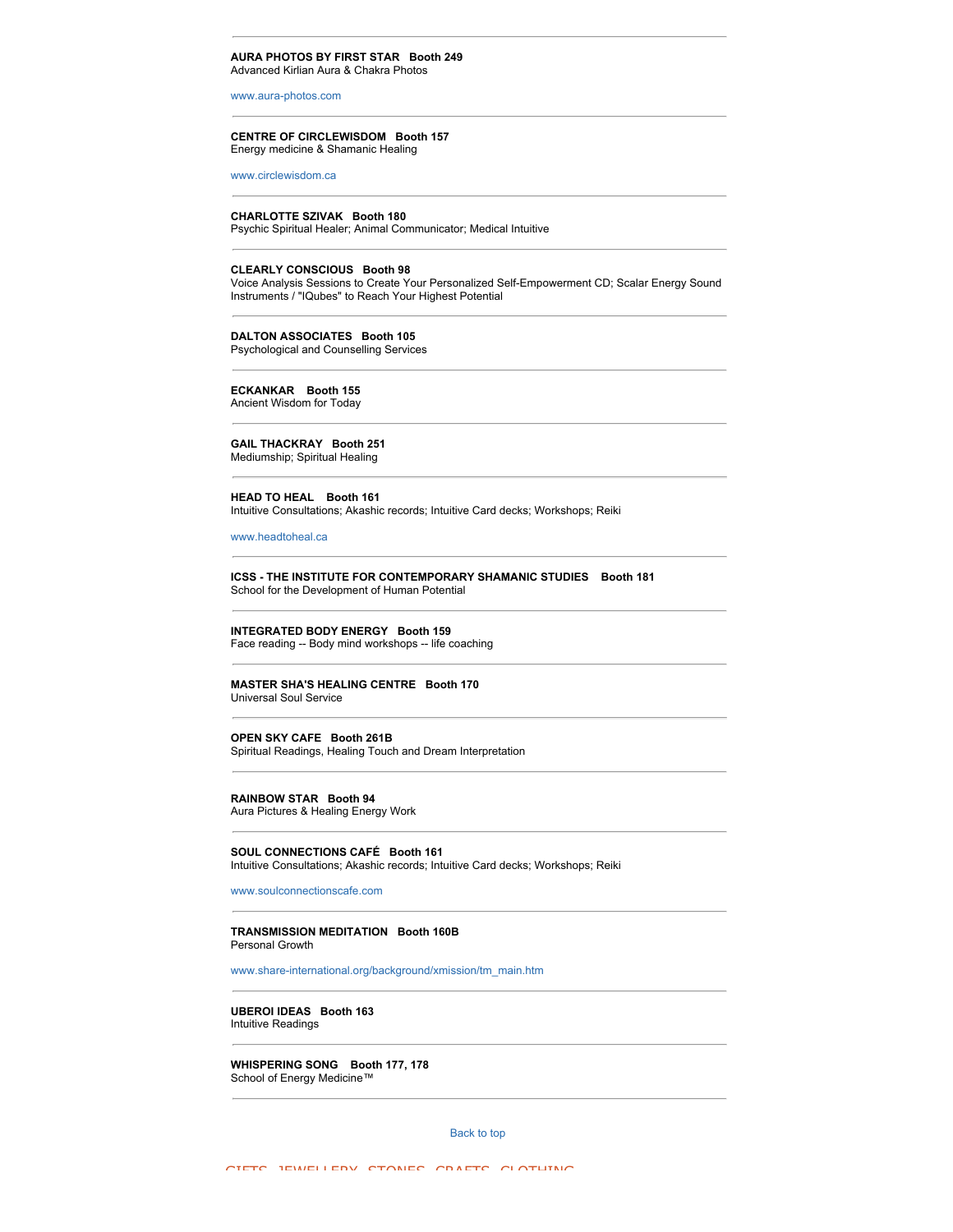---

**AURA PHOTOS BY FIRST STAR   Booth 249**
Advanced Kirlian Aura & Chakra Photos

www.aura-photos.com

---

**CENTRE OF CIRCLEWISDOM   Booth 157**
Energy medicine & Shamanic Healing

www.circlewisdom.ca

---

**CHARLOTTE SZIVAK   Booth 180**
Psychic Spiritual Healer; Animal Communicator; Medical Intuitive

---

**CLEARLY CONSCIOUS   Booth 98**
Voice Analysis Sessions to Create Your Personalized Self-Empowerment CD; Scalar Energy Sound Instruments / "IQubes" to Reach Your Highest Potential

---

**DALTON ASSOCIATES   Booth 105**
Psychological and Counselling Services

---

**ECKANKAR   Booth 155**
Ancient Wisdom for Today

---

**GAIL THACKRAY   Booth 251**
Mediumship; Spiritual Healing

---

**HEAD TO HEAL   Booth 161**
Intuitive Consultations; Akashic records; Intuitive Card decks; Workshops; Reiki

www.headtoheal.ca

---

**ICSS - THE INSTITUTE FOR CONTEMPORARY SHAMANIC STUDIES   Booth 181**
School for the Development of Human Potential

---

**INTEGRATED BODY ENERGY   Booth 159**
Face reading -- Body mind workshops -- life coaching

---

**MASTER SHA'S HEALING CENTRE   Booth 170**
Universal Soul Service

---

**OPEN SKY CAFE   Booth 261B**
Spiritual Readings, Healing Touch and Dream Interpretation

---

**RAINBOW STAR   Booth 94**
Aura Pictures & Healing Energy Work

---

**SOUL CONNECTIONS CAFÉ   Booth 161**
Intuitive Consultations; Akashic records; Intuitive Card decks; Workshops; Reiki

www.soulconnectionscafe.com

---

**TRANSMISSION MEDITATION   Booth 160B**
Personal Growth

www.share-international.org/background/xmission/tm_main.htm

---

**UBEROI IDEAS   Booth 163**
Intuitive Readings

---

**WHISPERING SONG   Booth 177, 178**
School of Energy Medicine™

---

Back to top

GIFTS, JEWELLERY, STONES, CRAFTS, CLOTHING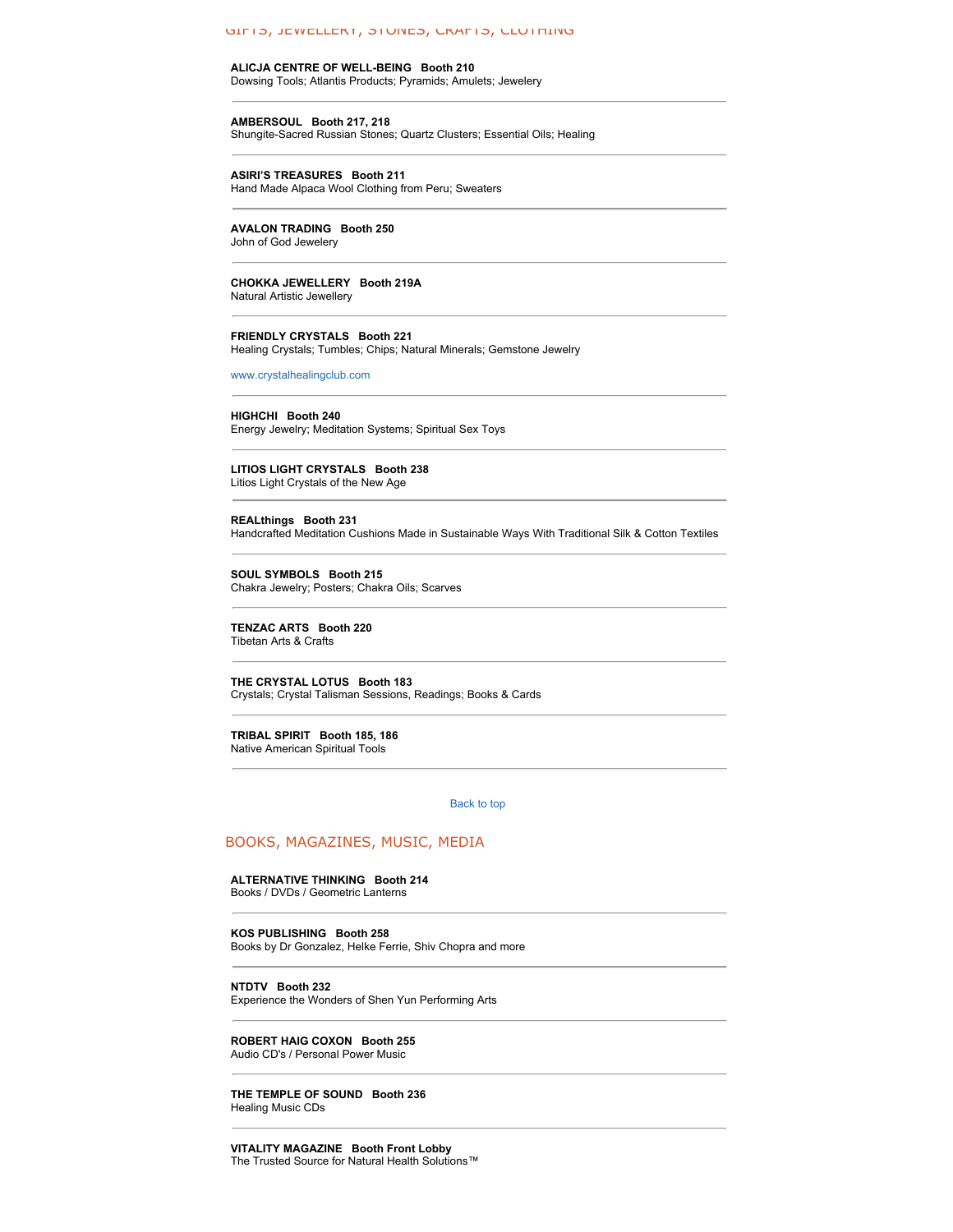## GIFTS, JEWELLERY, STONES, CRAFTS, CLOTHING

**ALICJA CENTRE OF WELL-BEING   Booth 210**
Dowsing Tools; Atlantis Products; Pyramids; Amulets; Jewelery

---

**AMBERSOUL   Booth 217, 218**
Shungite-Sacred Russian Stones; Quartz Clusters; Essential Oils; Healing

---

**ASIRI'S TREASURES   Booth 211**
Hand Made Alpaca Wool Clothing from Peru; Sweaters

---

**AVALON TRADING   Booth 250**
John of God Jewelery

---

**CHOKKA JEWELLERY   Booth 219A**
Natural Artistic Jewellery

---

**FRIENDLY CRYSTALS   Booth 221**
Healing Crystals; Tumbles; Chips; Natural Minerals; Gemstone Jewelry

www.crystalhealingclub.com

---

**HIGHCHI   Booth 240**
Energy Jewelry; Meditation Systems; Spiritual Sex Toys

---

**LITIOS LIGHT CRYSTALS   Booth 238**
Litios Light Crystals of the New Age

---

**REALthings   Booth 231**
Handcrafted Meditation Cushions Made in Sustainable Ways With Traditional Silk & Cotton Textiles

---

**SOUL SYMBOLS   Booth 215**
Chakra Jewelry; Posters; Chakra Oils; Scarves

---

**TENZAC ARTS   Booth 220**
Tibetan Arts & Crafts

---

**THE CRYSTAL LOTUS   Booth 183**
Crystals; Crystal Talisman Sessions, Readings; Books & Cards

---

**TRIBAL SPIRIT   Booth 185, 186**
Native American Spiritual Tools

---

Back to top

## BOOKS, MAGAZINES, MUSIC, MEDIA

**ALTERNATIVE THINKING   Booth 214**
Books / DVDs / Geometric Lanterns

---

**KOS PUBLISHING   Booth 258**
Books by Dr Gonzalez, Helke Ferrie, Shiv Chopra and more

---

**NTDTV   Booth 232**
Experience the Wonders of Shen Yun Performing Arts

---

**ROBERT HAIG COXON   Booth 255**
Audio CD's / Personal Power Music

---

**THE TEMPLE OF SOUND   Booth 236**
Healing Music CDs

---

**VITALITY MAGAZINE   Booth Front Lobby**
The Trusted Source for Natural Health Solutions™